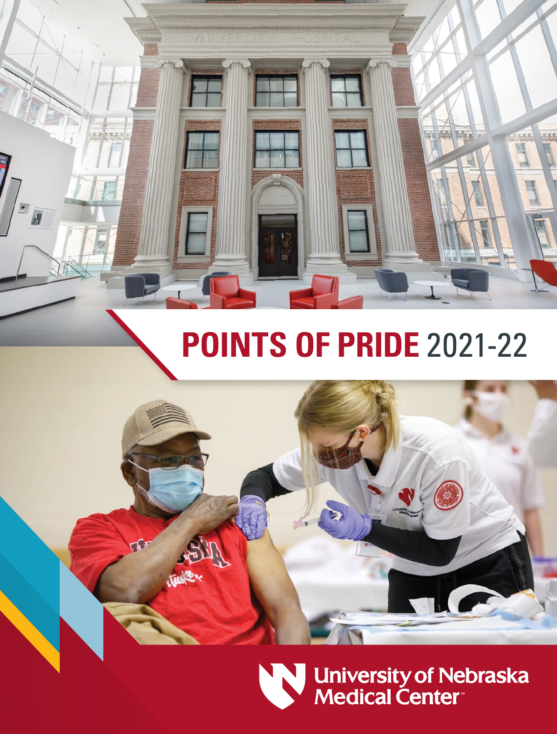# POINTS OF PRIDE 2021-22

University of Nebraska Medical Center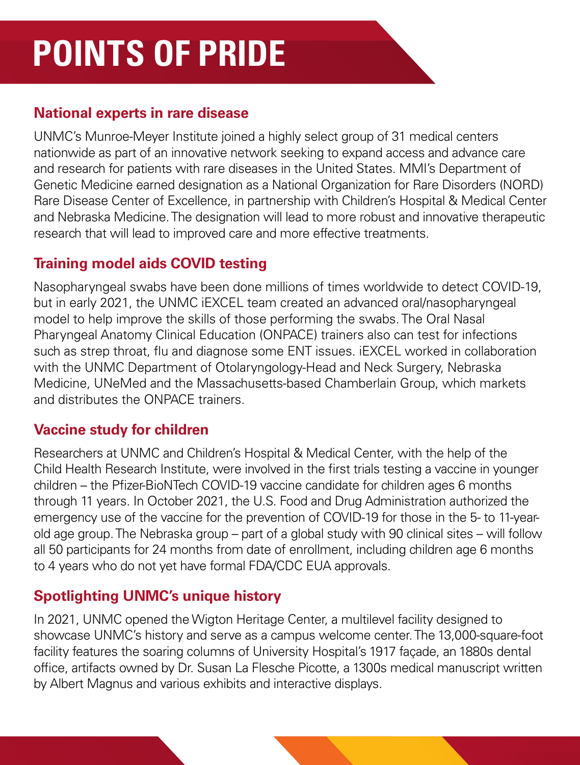# POINTS OF PRIDE

## National experts in rare disease

UNMC's Munroe-Meyer Institute joined a highly select group of 31 medical centers nationwide as part of an innovative network seeking to expand access and advance care and research for patients with rare diseases in the United States. MMI's Department of Genetic Medicine earned designation as a National Organization for Rare Disorders (NORD) Rare Disease Center of Excellence, in partnership with Children's Hospital & Medical Center and Nebraska Medicine. The designation will lead to more robust and innovative therapeutic research that will lead to improved care and more effective treatments.

## Training model aids COVID testing

Nasopharyngeal swabs have been done millions of times worldwide to detect COVID-19, but in early 2021, the UNMC iEXCEL team created an advanced oral/nasopharyngeal model to help improve the skills of those performing the swabs. The Oral Nasal Pharyngeal Anatomy Clinical Education (ONPACE) trainers also can test for infections such as strep throat, flu and diagnose some ENT issues. iEXCEL worked in collaboration with the UNMC Department of Otolaryngology-Head and Neck Surgery, Nebraska Medicine, UNeMed and the Massachusetts-based Chamberlain Group, which markets and distributes the ONPACE trainers.

## Vaccine study for children

Researchers at UNMC and Children's Hospital & Medical Center, with the help of the Child Health Research Institute, were involved in the first trials testing a vaccine in younger children – the Pfizer-BioNTech COVID-19 vaccine candidate for children ages 6 months through 11 years. In October 2021, the U.S. Food and Drug Administration authorized the emergency use of the vaccine for the prevention of COVID-19 for those in the 5- to 11-year-old age group. The Nebraska group – part of a global study with 90 clinical sites – will follow all 50 participants for 24 months from date of enrollment, including children age 6 months to 4 years who do not yet have formal FDA/CDC EUA approvals.

## Spotlighting UNMC's unique history

In 2021, UNMC opened the Wigton Heritage Center, a multilevel facility designed to showcase UNMC's history and serve as a campus welcome center. The 13,000-square-foot facility features the soaring columns of University Hospital's 1917 façade, an 1880s dental office, artifacts owned by Dr. Susan La Flesche Picotte, a 1300s medical manuscript written by Albert Magnus and various exhibits and interactive displays.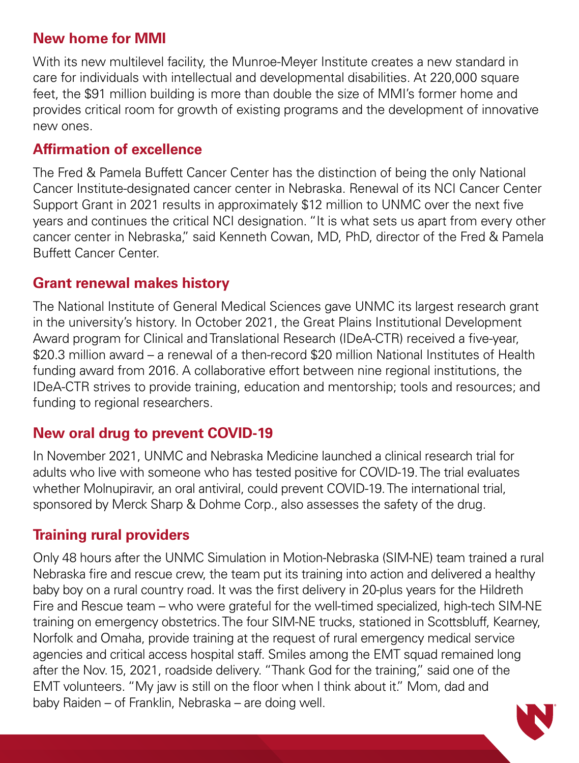## New home for MMI

With its new multilevel facility, the Munroe-Meyer Institute creates a new standard in care for individuals with intellectual and developmental disabilities. At 220,000 square feet, the $91 million building is more than double the size of MMI's former home and provides critical room for growth of existing programs and the development of innovative new ones.

## Affirmation of excellence

The Fred & Pamela Buffett Cancer Center has the distinction of being the only National Cancer Institute-designated cancer center in Nebraska. Renewal of its NCI Cancer Center Support Grant in 2021 results in approximately $12 million to UNMC over the next five years and continues the critical NCI designation. "It is what sets us apart from every other cancer center in Nebraska," said Kenneth Cowan, MD, PhD, director of the Fred & Pamela Buffett Cancer Center.

## Grant renewal makes history

The National Institute of General Medical Sciences gave UNMC its largest research grant in the university's history. In October 2021, the Great Plains Institutional Development Award program for Clinical and Translational Research (IDeA-CTR) received a five-year, $20.3 million award – a renewal of a then-record $20 million National Institutes of Health funding award from 2016. A collaborative effort between nine regional institutions, the IDeA-CTR strives to provide training, education and mentorship; tools and resources; and funding to regional researchers.

## New oral drug to prevent COVID-19

In November 2021, UNMC and Nebraska Medicine launched a clinical research trial for adults who live with someone who has tested positive for COVID-19. The trial evaluates whether Molnupiravir, an oral antiviral, could prevent COVID-19. The international trial, sponsored by Merck Sharp & Dohme Corp., also assesses the safety of the drug.

## Training rural providers

Only 48 hours after the UNMC Simulation in Motion-Nebraska (SIM-NE) team trained a rural Nebraska fire and rescue crew, the team put its training into action and delivered a healthy baby boy on a rural country road. It was the first delivery in 20-plus years for the Hildreth Fire and Rescue team – who were grateful for the well-timed specialized, high-tech SIM-NE training on emergency obstetrics. The four SIM-NE trucks, stationed in Scottsbluff, Kearney, Norfolk and Omaha, provide training at the request of rural emergency medical service agencies and critical access hospital staff. Smiles among the EMT squad remained long after the Nov. 15, 2021, roadside delivery. "Thank God for the training," said one of the EMT volunteers. "My jaw is still on the floor when I think about it." Mom, dad and baby Raiden – of Franklin, Nebraska – are doing well.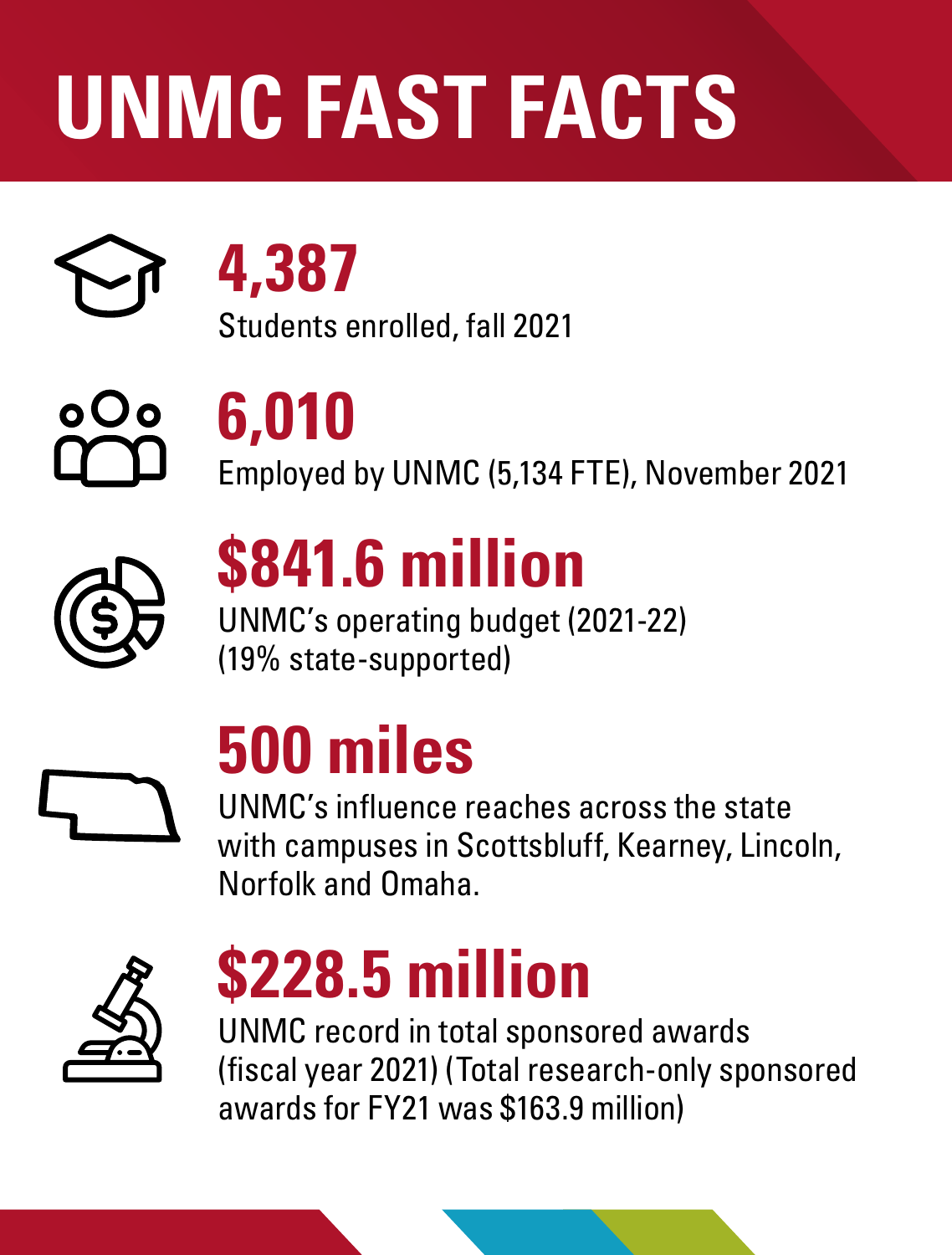# UNMC FAST FACTS

**4,387**

Students enrolled, fall 2021

**6,010**

Employed by UNMC (5,134 FTE), November 2021

**$841.6 million**

UNMC's operating budget (2021-22)
(19% state-supported)

**500 miles**

UNMC's influence reaches across the state with campuses in Scottsbluff, Kearney, Lincoln, Norfolk and Omaha.

**$228.5 million**

UNMC record in total sponsored awards (fiscal year 2021) (Total research-only sponsored awards for FY21 was $163.9 million)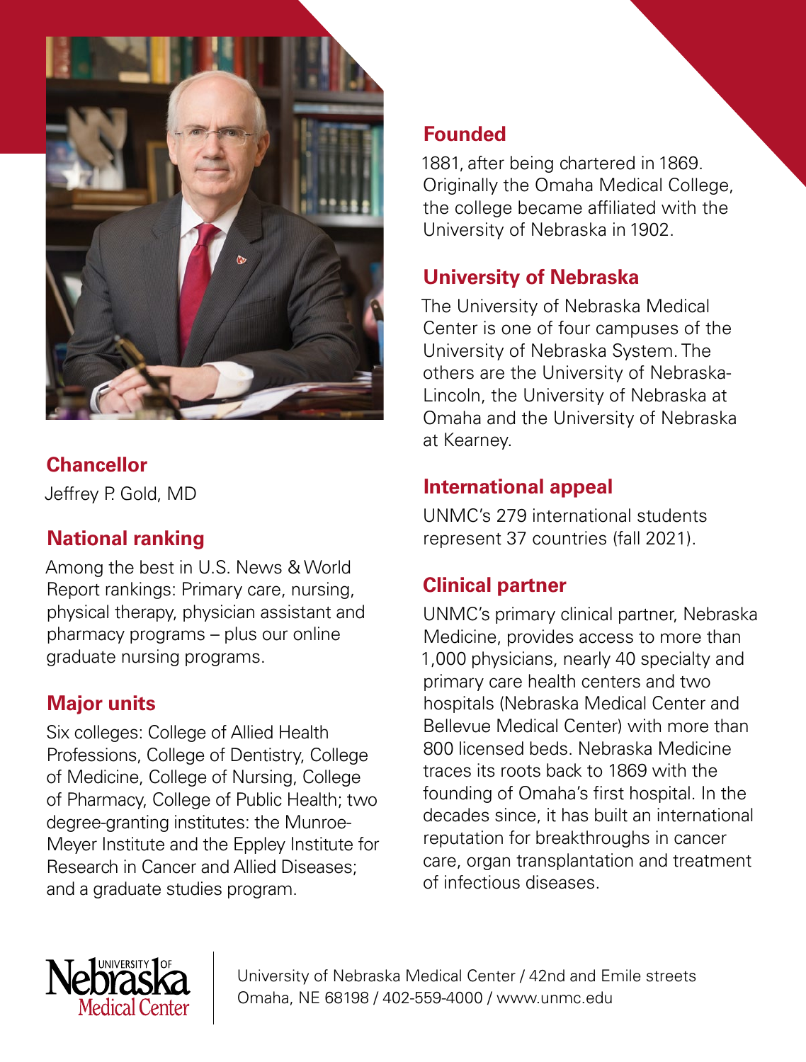## Chancellor

Jeffrey P. Gold, MD

## National ranking

Among the best in U.S. News & World Report rankings: Primary care, nursing, physical therapy, physician assistant and pharmacy programs – plus our online graduate nursing programs.

## Major units

Six colleges: College of Allied Health Professions, College of Dentistry, College of Medicine, College of Nursing, College of Pharmacy, College of Public Health; two degree-granting institutes: the Munroe-Meyer Institute and the Eppley Institute for Research in Cancer and Allied Diseases; and a graduate studies program.

## Founded

1881, after being chartered in 1869. Originally the Omaha Medical College, the college became affiliated with the University of Nebraska in 1902.

## University of Nebraska

The University of Nebraska Medical Center is one of four campuses of the University of Nebraska System. The others are the University of Nebraska-Lincoln, the University of Nebraska at Omaha and the University of Nebraska at Kearney.

## International appeal

UNMC's 279 international students represent 37 countries (fall 2021).

## Clinical partner

UNMC's primary clinical partner, Nebraska Medicine, provides access to more than 1,000 physicians, nearly 40 specialty and primary care health centers and two hospitals (Nebraska Medical Center and Bellevue Medical Center) with more than 800 licensed beds. Nebraska Medicine traces its roots back to 1869 with the founding of Omaha's first hospital. In the decades since, it has built an international reputation for breakthroughs in cancer care, organ transplantation and treatment of infectious diseases.

University of Nebraska Medical Center

University of Nebraska Medical Center / 42nd and Emile streets
Omaha, NE 68198 / 402-559-4000 / www.unmc.edu